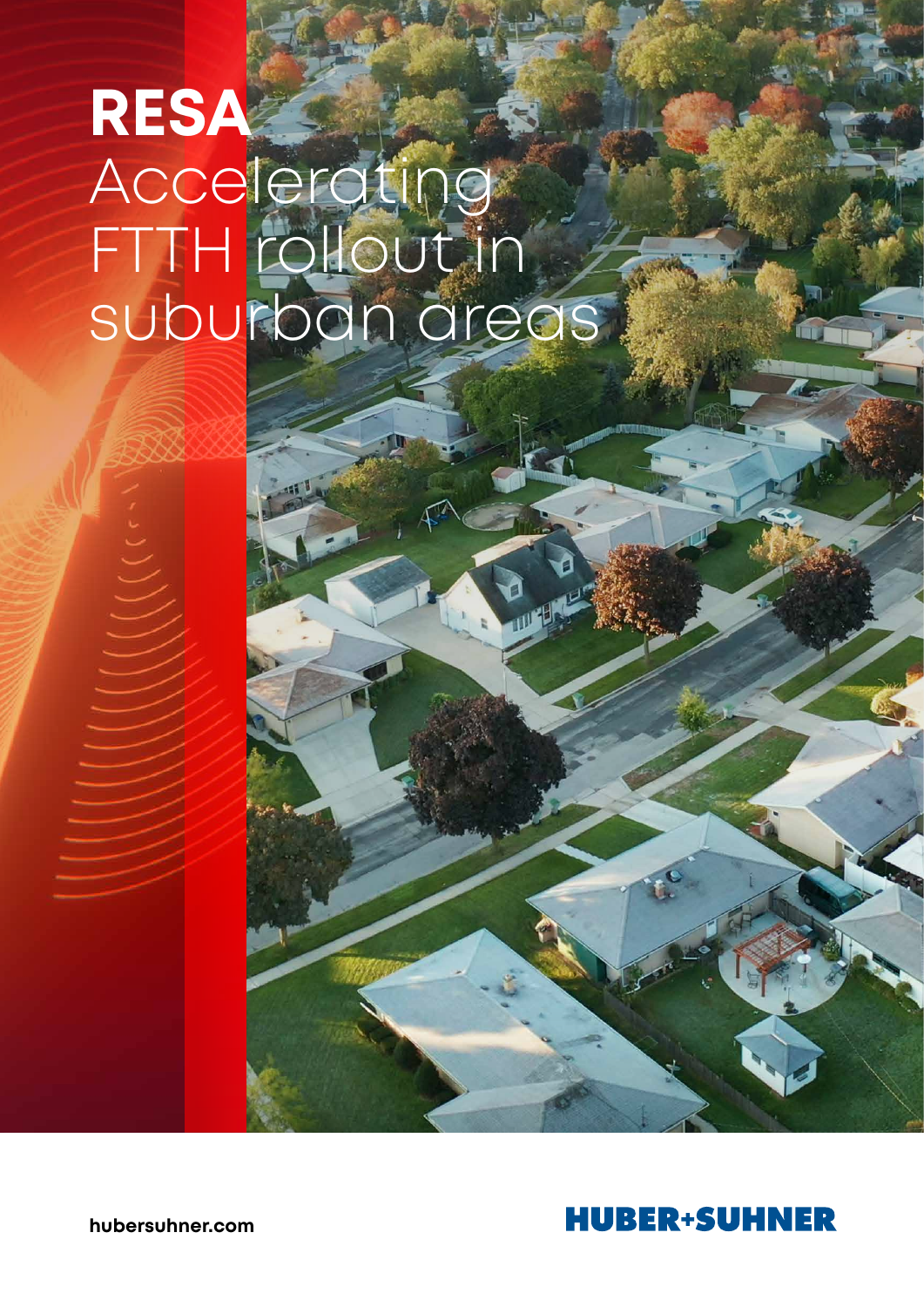# RESA

## Accelerating FTTH rollout in suburban areas

hubersuhner.com

HUBER+SUHNER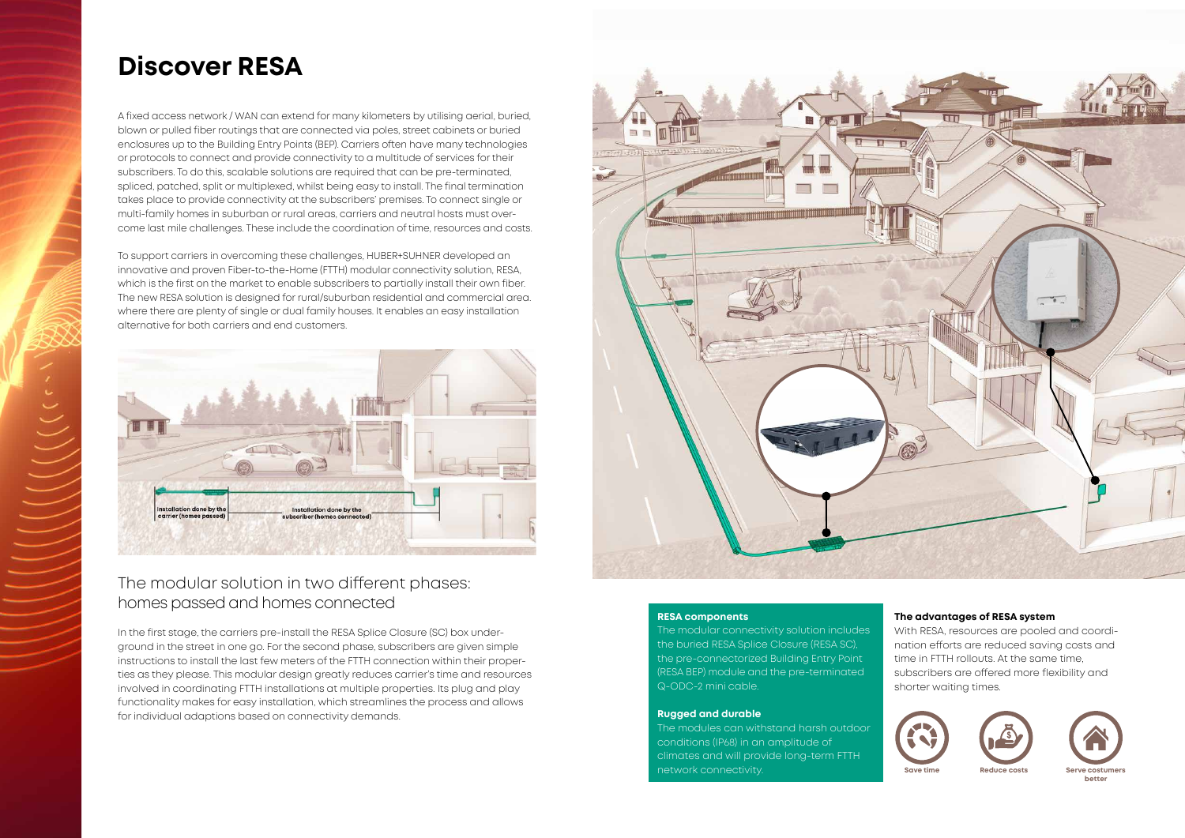# Discover RESA

A fixed access network / WAN can extend for many kilometers by utilising aerial, buried, blown or pulled fiber routings that are connected via poles, street cabinets or buried enclosures up to the Building Entry Points (BEP). Carriers often have many technologies or protocols to connect and provide connectivity to a multitude of services for their subscribers. To do this, scalable solutions are required that can be pre-terminated, spliced, patched, split or multiplexed, whilst being easy to install. The final termination takes place to provide connectivity at the subscribers' premises. To connect single or multi-family homes in suburban or rural areas, carriers and neutral hosts must overcome last mile challenges. These include the coordination of time, resources and costs.

To support carriers in overcoming these challenges, HUBER+SUHNER developed an innovative and proven Fiber-to-the-Home (FTTH) modular connectivity solution, RESA, which is the first on the market to enable subscribers to partially install their own fiber. The new RESA solution is designed for rural/suburban residential and commercial area. where there are plenty of single or dual family houses. It enables an easy installation alternative for both carriers and end customers.

Installation done by the carrier (homes passed)

Installation done by the subscriber (homes connected)

## The modular solution in two different phases: homes passed and homes connected

In the first stage, the carriers pre-install the RESA Splice Closure (SC) box underground in the street in one go. For the second phase, subscribers are given simple instructions to install the last few meters of the FTTH connection within their properties as they please. This modular design greatly reduces carrier's time and resources involved in coordinating FTTH installations at multiple properties. Its plug and play functionality makes for easy installation, which streamlines the process and allows for individual adaptions based on connectivity demands.

### RESA components

The modular connectivity solution includes the buried RESA Splice Closure (RESA SC), the pre-connectorized Building Entry Point (RESA BEP) module and the pre-terminated Q-ODC-2 mini cable.

### Rugged and durable

The modules can withstand harsh outdoor conditions (IP68) in an amplitude of climates and will provide long-term FTTH network connectivity.

### The advantages of RESA system

With RESA, resources are pooled and coordination efforts are reduced saving costs and time in FTTH rollouts. At the same time, subscribers are offered more flexibility and shorter waiting times.

Save time

Reduce costs

Serve costumers better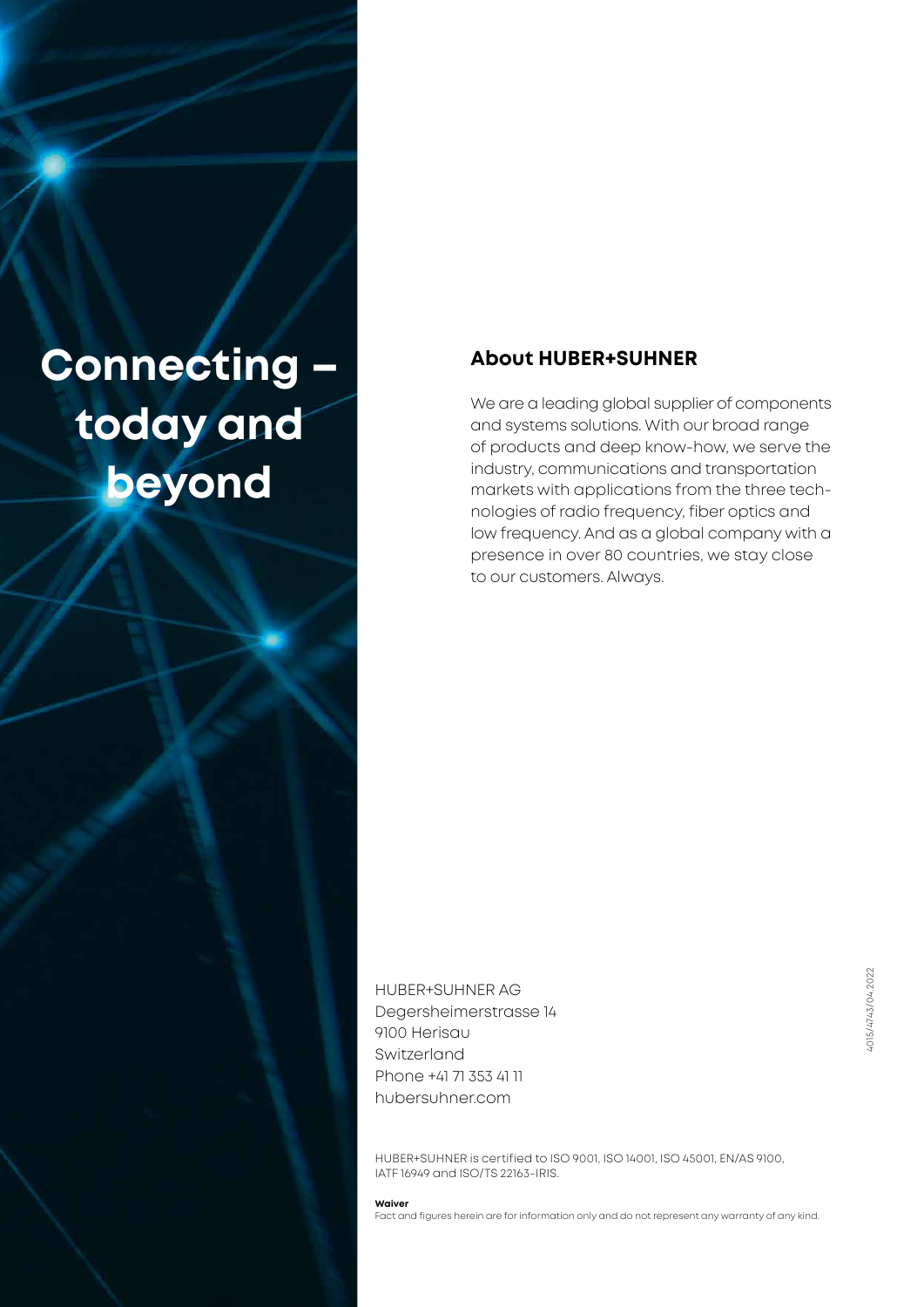# Connecting – today and beyond

## About HUBER+SUHNER

We are a leading global supplier of components and systems solutions. With our broad range of products and deep know-how, we serve the industry, communications and transportation markets with applications from the three technologies of radio frequency, fiber optics and low frequency. And as a global company with a presence in over 80 countries, we stay close to our customers. Always.

HUBER+SUHNER AG
Degersheimerstrasse 14
9100 Herisau
Switzerland
Phone +41 71 353 41 11
hubersuhner.com

HUBER+SUHNER is certified to ISO 9001, ISO 14001, ISO 45001, EN/AS 9100, IATF 16949 and ISO/TS 22163-IRIS.

**Waiver**
Fact and figures herein are for information only and do not represent any warranty of any kind.

4015/4743/04.2022